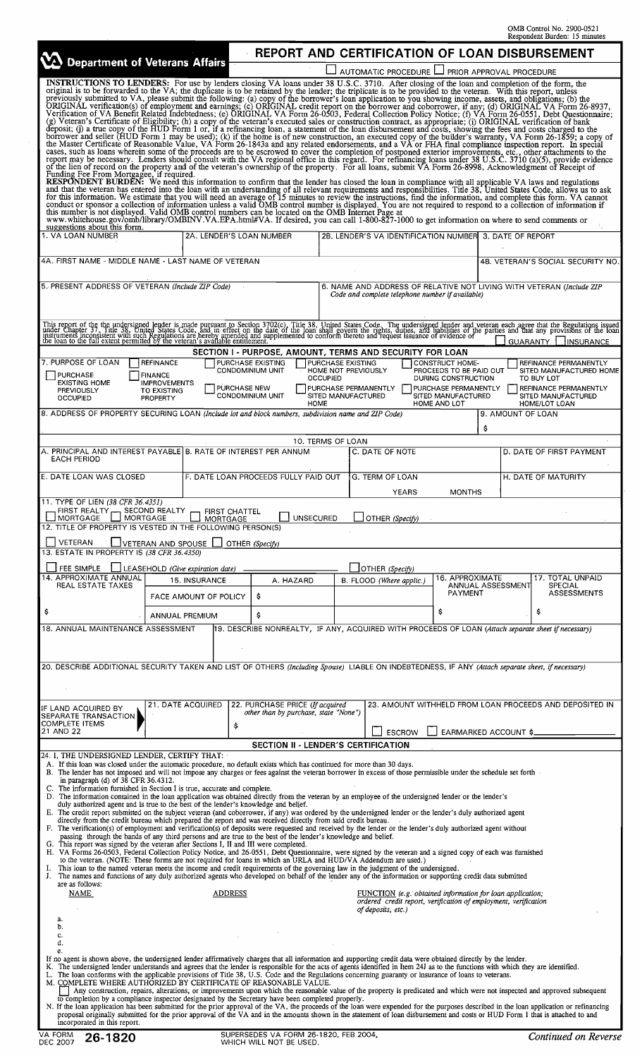OMB Control No. 2900-0521
Respondent Burden: 15 minutes

# Department of Veterans Affairs

## REPORT AND CERTIFICATION OF LOAN DISBURSEMENT

☐ AUTOMATIC PROCEDURE ☐ PRIOR APPROVAL PROCEDURE

**INSTRUCTIONS TO LENDERS:** For use by lenders closing VA loans under 38 U.S.C. 3710. After closing of the loan and completion of the form, the original is to be forwarded to the VA; the duplicate is to be retained by the lender; the triplicate is to be provided to the veteran. With this report, unless previously submitted to VA, please submit the following: (a) copy of the borrower's loan application to you showing income, assets, and obligations; (b) the ORIGINAL verification(s) of employment and earnings; (c) ORIGINAL credit report on the borrower and coborrower, if any; (d) ORIGINAL VA Form 26-8937, Verification of VA Benefit Related Indebtedness; (e) ORIGINAL VA Form 26-0503, Federal Collection Policy Notice; (f) VA Form 26-0551, Debt Questionnaire; (g) Veteran's Certificate of Eligibility; (h) a copy of the veteran's executed sales or construction contract, as appropriate; (i) ORIGINAL verification of bank deposit; (j) a true copy of the HUD Form 1 or, if a refinancing loan, a statement of the loan disbursement and costs, showing the fees and costs charged to the borrower and seller (HUD Form 1 may be used); (k) if the home is of new construction, an executed copy of the builder's warranty, VA Form 26-1859; a copy of the Master Certificate of Reasonable Value, VA Form 26-1843a and any related endorsements, and a VA or FHA final compliance inspection report. In special cases, such as loans wherein some of the proceeds are to be escrowed to cover the completion of postponed exterior improvements, etc., other attachments to the report may be necessary. Lenders should consult with the VA regional office in this regard. For refinancing loans under 38 U.S.C. 3710 (a)(5), provide evidence of the lien of record on the property and of the veteran's ownership of the property. For all loans, submit VA Form 26-8998, Acknowledgment of Receipt of Funding Fee From Mortgagee, if required.

**RESPONDENT BURDEN:** We need this information to confirm that the lender has closed the loan in compliance with all applicable VA laws and regulations and that the veteran has entered into the loan with an understanding of all relevant requirements and responsibilities. Title 38, United States Code, allows us to ask for this information. We estimate that you will need an average of 15 minutes to review the instructions, find the information, and complete this form. VA cannot conduct or sponsor a collection of information unless a valid OMB control number is displayed. You are not required to respond to a collection of information if this number is not displayed. Valid OMB control numbers can be located on the OMB Internet Page at www.whitehouse.gov/omb/library/OMBINV.VA.EPA.html#VA. If desired, you can call 1-800-827-1000 to get information on where to send comments or suggestions about this form.

| 1. VA LOAN NUMBER | 2A. LENDER'S LOAN NUMBER | 2B. LENDER'S VA IDENTIFICATION NUMBER | 3. DATE OF REPORT |
|---|---|---|---|
| | | | |

| 4A. FIRST NAME - MIDDLE NAME - LAST NAME OF VETERAN | 4B. VETERAN'S SOCIAL SECURITY NO. |
|---|---|
| | |

| 5. PRESENT ADDRESS OF VETERAN *(Include ZIP Code)* | 6. NAME AND ADDRESS OF RELATIVE NOT LIVING WITH VETERAN *(Include ZIP Code and complete telephone number if available)* |
|---|---|
| | |

This report of the undersigned lender is made pursuant to Section 3702(c), Title 38, United States Code. The undersigned lender and veteran each agree that the Regulations issued under Chapter 37, Title 38, United States Code, and in effect on the date of the loan shall govern the rights, duties, and liabilities of the parties and that any provisions of the loan instruments inconsistent with such Regulations are hereby amended and supplemented to conform thereto and request issuance of evidence of ☐ GUARANTY ☐ INSURANCE the loan to the full extent permitted by the veteran's available entitlement.

### SECTION I - PURPOSE, AMOUNT, TERMS AND SECURITY FOR LOAN

7. PURPOSE OF LOAN
- ☐ PURCHASE EXISTING HOME PREVIOUSLY OCCUPIED
- ☐ REFINANCE
- ☐ FINANCE IMPROVEMENTS TO EXISTING PROPERTY
- ☐ PURCHASE EXISTING CONDOMINIUM UNIT
- ☐ PURCHASE NEW CONDOMINIUM UNIT
- ☐ PURCHASE EXISTING HOME NOT PREVIOUSLY OCCUPIED
- ☐ PURCHASE PERMANENTLY SITED MANUFACTURED HOME
- ☐ CONSTRUCT HOME-PROCEEDS TO BE PAID OUT DURING CONSTRUCTION
- ☐ PURCHASE PERMANENTLY SITED MANUFACTURED HOME AND LOT
- ☐ REFINANCE PERMANENTLY SITED MANUFACTURED HOME TO BUY LOT
- ☐ REFINANCE PERMANENTLY SITED MANUFACTURED HOME/LOT LOAN

| 8. ADDRESS OF PROPERTY SECURING LOAN *(Include lot and block numbers, subdivision name and ZIP Code)* | 9. AMOUNT OF LOAN |
|---|---|
| | $ |

10. TERMS OF LOAN

| A. PRINCIPAL AND INTEREST PAYABLE EACH PERIOD | B. RATE OF INTEREST PER ANNUM | C. DATE OF NOTE | D. DATE OF FIRST PAYMENT |
|---|---|---|---|
| | | | |
| **E. DATE LOAN WAS CLOSED** | **F. DATE LOAN PROCEEDS FULLY PAID OUT** | **G. TERM OF LOAN** | **H. DATE OF MATURITY** |
| | | YEARS MONTHS | |

11. TYPE OF LIEN *(38 CFR 36.4351)*
☐ FIRST REALTY MORTGAGE ☐ SECOND REALTY MORTGAGE ☐ FIRST CHATTEL MORTGAGE ☐ UNSECURED ☐ OTHER *(Specify)*

12. TITLE OF PROPERTY IS VESTED IN THE FOLLOWING PERSON(S)
☐ VETERAN ☐ VETERAN AND SPOUSE ☐ OTHER *(Specify)*

13. ESTATE IN PROPERTY IS *(38 CFR 36.4350)*
☐ FEE SIMPLE ☐ LEASEHOLD *(Give expiration date)* ______ ☐ OTHER *(Specify)*

| 14. APPROXIMATE ANNUAL REAL ESTATE TAXES | 15. INSURANCE | A. HAZARD | B. FLOOD *(Where applic.)* | 16. APPROXIMATE ANNUAL ASSESSMENT PAYMENT | 17. TOTAL UNPAID SPECIAL ASSESSMENTS |
|---|---|---|---|---|---|
| | FACE AMOUNT OF POLICY | $ | | | |
| $ | ANNUAL PREMIUM | $ | | $ | $ |

| 18. ANNUAL MAINTENANCE ASSESSMENT | 19. DESCRIBE NONREALTY, IF ANY, ACQUIRED WITH PROCEEDS OF LOAN *(Attach separate sheet if necessary)* |
|---|---|
| | |

20. DESCRIBE ADDITIONAL SECURITY TAKEN AND LIST OF OTHERS *(Including Spouse)* LIABLE ON INDEBTEDNESS, IF ANY *(Attach separate sheet, if necessary)*

| IF LAND ACQUIRED BY SEPARATE TRANSACTION COMPLETE ITEMS 21 AND 22 | 21. DATE ACQUIRED | 22. PURCHASE PRICE *(If acquired other than by purchase, state "None")* | 23. AMOUNT WITHHELD FROM LOAN PROCEEDS AND DEPOSITED IN |
|---|---|---|---|
| | | $ | ☐ ESCROW ☐ EARMARKED ACCOUNT $ |

### SECTION II - LENDER'S CERTIFICATION

24. I, THE UNDERSIGNED LENDER, CERTIFY THAT:

A. If this loan was closed under the automatic procedure, no default exists which has continued for more than 30 days.
B. The lender has not imposed and will not impose any charges or fees against the veteran borrower in excess of those permissible under the schedule set forth in paragraph (d) of 38 CFR 36.4312.
C. The information furnished in Section I is true, accurate and complete.
D. The information contained in the loan application was obtained directly from the veteran by an employee of the undersigned lender or the lender's duly authorized agent and is true to the best of the lender's knowledge and belief.
E. The credit report submitted on the subject veteran (and coborrower, if any) was ordered by the undersigned lender or the lender's duly authorized agent directly from the credit bureau which prepared the report and was received directly from said credit bureau.
F. The verification(s) of employment and verification(s) of deposits were requested and received by the lender or the lender's duly authorized agent without passing through the hands of any third persons and are true to the best of the lender's knowledge and belief.
G. This report was signed by the veteran after Sections I, II and III were completed.
H. VA Forms 26-0503, Federal Collection Policy Notice, and 26-0551, Debt Questionnaire, were signed by the veteran and a signed copy of each was furnished to the veteran. (NOTE: These forms are not required for loans in which an URLA and HUD/VA Addendum are used.)
I. This loan to the named veteran meets the income and credit requirements of the governing law in the judgment of the undersigned.
J. The names and functions of any duly authorized agents who developed on behalf of the lender any of the information or supporting credit data submitted are as follows:

| | NAME | ADDRESS | FUNCTION *(e.g. obtained information for loan application; ordered credit report, verification of employment, verification of deposits, etc.)* |
|---|---|---|---|
| a. | | | |
| b. | | | |
| c. | | | |
| d. | | | |
| e. | | | |

If no agent is shown above, the undersigned lender affirmatively charges that all information and supporting credit data were obtained directly by the lender.
K. The undersigned lender understands and agrees that the lender is responsible for the acts of agents identified in Item 24J as to the functions with which they are identified.
L. The loan conforms with the applicable provisions of Title 38, U.S. Code and the Regulations concerning guaranty or insurance of loans to veterans.
M. COMPLETE WHERE AUTHORIZED BY CERTIFICATE OF REASONABLE VALUE.
☐ Any construction, repairs, alterations, or improvements upon which the reasonable value of the property is predicated and which were not inspected and approved subsequent to completion by a compliance inspector designated by the Secretary have been completed properly.
N. If the loan application has been submitted for the prior approval of the VA, the proceeds of the loan were expended for the purposes described in the loan application or refinancing proposal originally submitted for the prior approval of the VA and in the amounts shown in the statement of loan disbursement and costs or HUD Form 1 that is attached to and incorporated in this report.

VA FORM 26-1820, DEC 2007 — SUPERSEDES VA FORM 26-1820, FEB 2004, WHICH WILL NOT BE USED. *Continued on Reverse*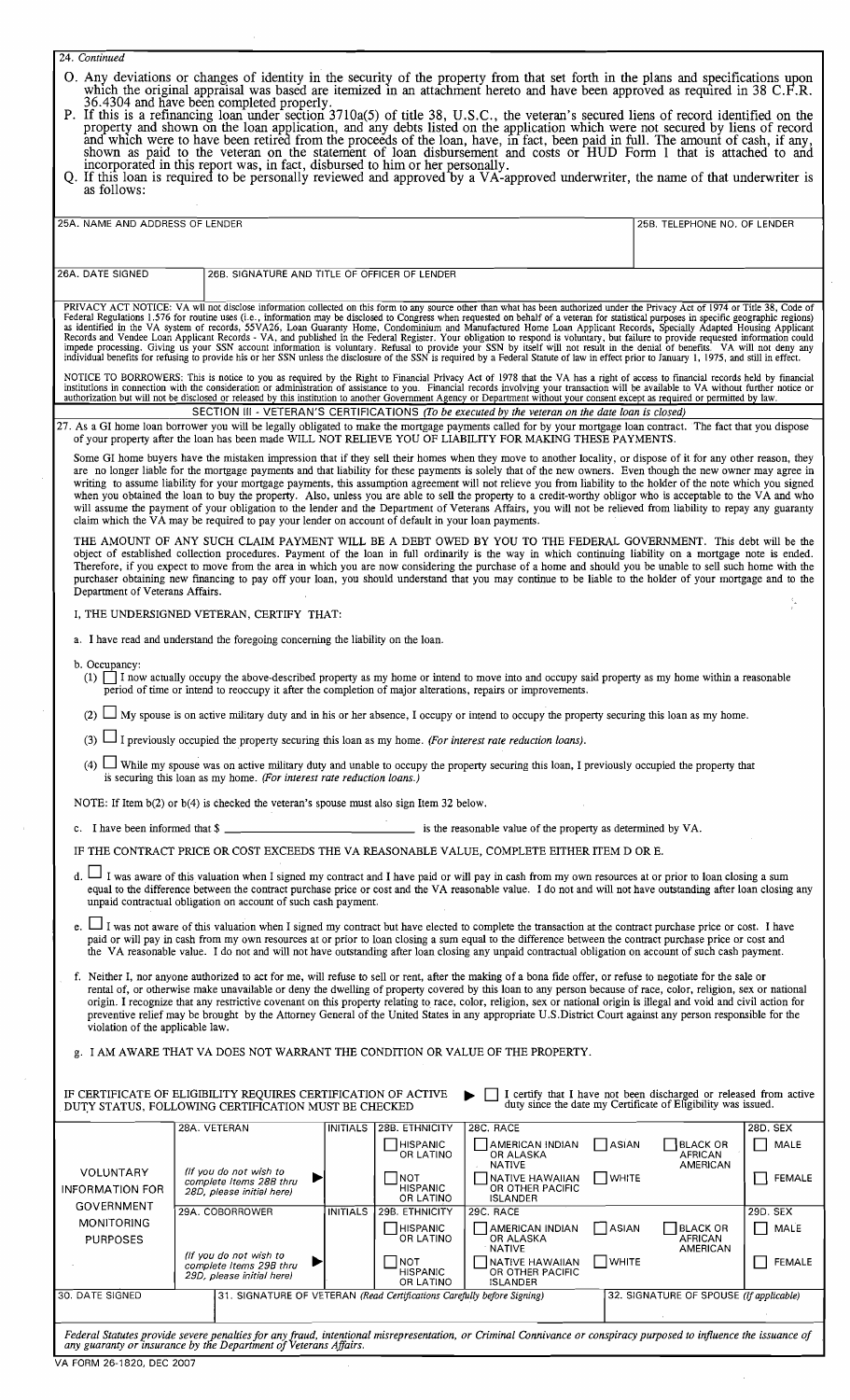24. *Continued*

O. Any deviations or changes of identity in the security of the property from that set forth in the plans and specifications upon which the original appraisal was based are itemized in an attachment hereto and have been approved as required in 38 C.F.R. 36.4304 and have been completed properly.

P. If this is a refinancing loan under section 3710a(5) of title 38, U.S.C., the veteran's secured liens of record identified on the property and shown on the loan application, and any debts listed on the application which were not secured by liens of record and which were to have been retired from the proceeds of the loan, have, in fact, been paid in full. The amount of cash, if any, shown as paid to the veteran on the statement of loan disbursement and costs or HUD Form 1 that is attached to and incorporated in this report was, in fact, disbursed to him or her personally.

Q. If this loan is required to be personally reviewed and approved by a VA-approved underwriter, the name of that underwriter is as follows:

| | |
|---|---|
| 25A. NAME AND ADDRESS OF LENDER | 25B. TELEPHONE NO. OF LENDER |
| 26A. DATE SIGNED | 26B. SIGNATURE AND TITLE OF OFFICER OF LENDER |

PRIVACY ACT NOTICE: VA wil not disclose information collected on this form to any source other than what has been authorized under the Privacy Act of 1974 or Title 38, Code of Federal Regulations 1.576 for routine uses (i.e., information may be disclosed to Congress when requested on behalf of a veteran for statistical purposes in specific geographic regions) as identified in the VA system of records, 55VA26, Loan Guaranty Home, Condominium and Manufactured Home Loan Applicant Records, Specially Adapted Housing Applicant Records and Vendee Loan Applicant Records - VA, and published in the Federal Register. Your obligation to respond is voluntary, but failure to provide requested information could impede processing. Giving us your SSN account information is voluntary. Refusal to provide your SSN by itself will not result in the denial of benefits. VA will not deny any individual benefits for refusing to provide his or her SSN unless the disclosure of the SSN is required by a Federal Statute of law in effect prior to January 1, 1975, and still in effect.

NOTICE TO BORROWERS: This is notice to you as required by the Right to Financial Privacy Act of 1978 that the VA has a right of access to financial records held by financial institutions in connection with the consideration or administration of assistance to you. Financial records involving your transaction will be available to VA without further notice or authorization but will not be disclosed or released by this institution to another Government Agency or Department without your consent except as required or permitted by law.

## SECTION III - VETERAN'S CERTIFICATIONS *(To be executed by the veteran on the date loan is closed)*

27. As a GI home loan borrower you will be legally obligated to make the mortgage payments called for by your mortgage loan contract. The fact that you dispose of your property after the loan has been made WILL NOT RELIEVE YOU OF LIABILITY FOR MAKING THESE PAYMENTS.

Some GI home buyers have the mistaken impression that if they sell their homes when they move to another locality, or dispose of it for any other reason, they are no longer liable for the mortgage payments and that liability for these payments is solely that of the new owners. Even though the new owner may agree in writing to assume liability for your mortgage payments, this assumption agreement will not relieve you from liability to the holder of the note which you signed when you obtained the loan to buy the property. Also, unless you are able to sell the property to a credit-worthy obligor who is acceptable to the VA and who will assume the payment of your obligation to the lender and the Department of Veterans Affairs, you will not be relieved from liability to repay any guaranty claim which the VA may be required to pay your lender on account of default in your loan payments.

THE AMOUNT OF ANY SUCH CLAIM PAYMENT WILL BE A DEBT OWED BY YOU TO THE FEDERAL GOVERNMENT. This debt will be the object of established collection procedures. Payment of the loan in full ordinarily is the way in which continuing liability on a mortgage note is ended. Therefore, if you expect to move from the area in which you are now considering the purchase of a home and should you be unable to sell such home with the purchaser obtaining new financing to pay off your loan, you should understand that you may continue to be liable to the holder of your mortgage and to the Department of Veterans Affairs.

I, THE UNDERSIGNED VETERAN, CERTIFY THAT:

a. I have read and understand the foregoing concerning the liability on the loan.

b. Occupancy:

(1) ☐ I now actually occupy the above-described property as my home or intend to move into and occupy said property as my home within a reasonable period of time or intend to reoccupy it after the completion of major alterations, repairs or improvements.

(2) ☐ My spouse is on active military duty and in his or her absence, I occupy or intend to occupy the property securing this loan as my home.

(3) ☐ I previously occupied the property securing this loan as my home. *(For interest rate reduction loans).*

(4) ☐ While my spouse was on active military duty and unable to occupy the property securing this loan, I previously occupied the property that is securing this loan as my home. *(For interest rate reduction loans.)*

NOTE: If Item b(2) or b(4) is checked the veteran's spouse must also sign Item 32 below.

c. I have been informed that $ ______________________ is the reasonable value of the property as determined by VA.

IF THE CONTRACT PRICE OR COST EXCEEDS THE VA REASONABLE VALUE, COMPLETE EITHER ITEM D OR E.

d. ☐ I was aware of this valuation when I signed my contract and I have paid or will pay in cash from my own resources at or prior to loan closing a sum equal to the difference between the contract purchase price or cost and the VA reasonable value. I do not and will not have outstanding after loan closing any unpaid contractual obligation on account of such cash payment.

e. ☐ I was not aware of this valuation when I signed my contract but have elected to complete the transaction at the contract purchase price or cost. I have paid or will pay in cash from my own resources at or prior to loan closing a sum equal to the difference between the contract purchase price or cost and the VA reasonable value. I do not and will not have outstanding after loan closing any unpaid contractual obligation on account of such cash payment.

f. Neither I, nor anyone authorized to act for me, will refuse to sell or rent, after the making of a bona fide offer, or refuse to negotiate for the sale or rental of, or otherwise make unavailable or deny the dwelling of property covered by this loan to any person because of race, color, religion, sex or national origin. I recognize that any restrictive covenant on this property relating to race, color, religion, sex or national origin is illegal and void and civil action for preventive relief may be brought by the Attorney General of the United States in any appropriate U.S.District Court against any person responsible for the violation of the applicable law.

g. I AM AWARE THAT VA DOES NOT WARRANT THE CONDITION OR VALUE OF THE PROPERTY.

IF CERTIFICATE OF ELIGIBILITY REQUIRES CERTIFICATION OF ACTIVE DUTY STATUS, FOLLOWING CERTIFICATION MUST BE CHECKED ▶ ☐ I certify that I have not been discharged or released from active duty since the date my Certificate of Eligibility was issued.

| | | | | | |
|---|---|---|---|---|---|
| VOLUNTARY INFORMATION FOR GOVERNMENT MONITORING PURPOSES | 28A. VETERAN *(If you do not wish to complete Items 28B thru 28D, please initial here)* ▶ | INITIALS | 28B. ETHNICITY ☐ HISPANIC OR LATINO ☐ NOT HISPANIC OR LATINO | 28C. RACE ☐ AMERICAN INDIAN OR ALASKA NATIVE ☐ ASIAN ☐ BLACK OR AFRICAN AMERICAN ☐ NATIVE HAWAIIAN OR OTHER PACIFIC ISLANDER ☐ WHITE | 28D. SEX ☐ MALE ☐ FEMALE |
| | 29A. COBORROWER *(If you do not wish to complete Items 29B thru 29D, please initial here)* ▶ | INITIALS | 29B. ETHNICITY ☐ HISPANIC OR LATINO ☐ NOT HISPANIC OR LATINO | 29C. RACE ☐ AMERICAN INDIAN OR ALASKA NATIVE ☐ ASIAN ☐ BLACK OR AFRICAN AMERICAN ☐ NATIVE HAWAIIAN OR OTHER PACIFIC ISLANDER ☐ WHITE | 29D. SEX ☐ MALE ☐ FEMALE |

| | | |
|---|---|---|
| 30. DATE SIGNED | 31. SIGNATURE OF VETERAN *(Read Certifications Carefully before Signing)* | 32. SIGNATURE OF SPOUSE *(If applicable)* |

*Federal Statutes provide severe penalties for any fraud, intentional misrepresentation, or Criminal Connivance or conspiracy purposed to influence the issuance of any guaranty or insurance by the Department of Veterans Affairs.*

VA FORM 26-1820, DEC 2007